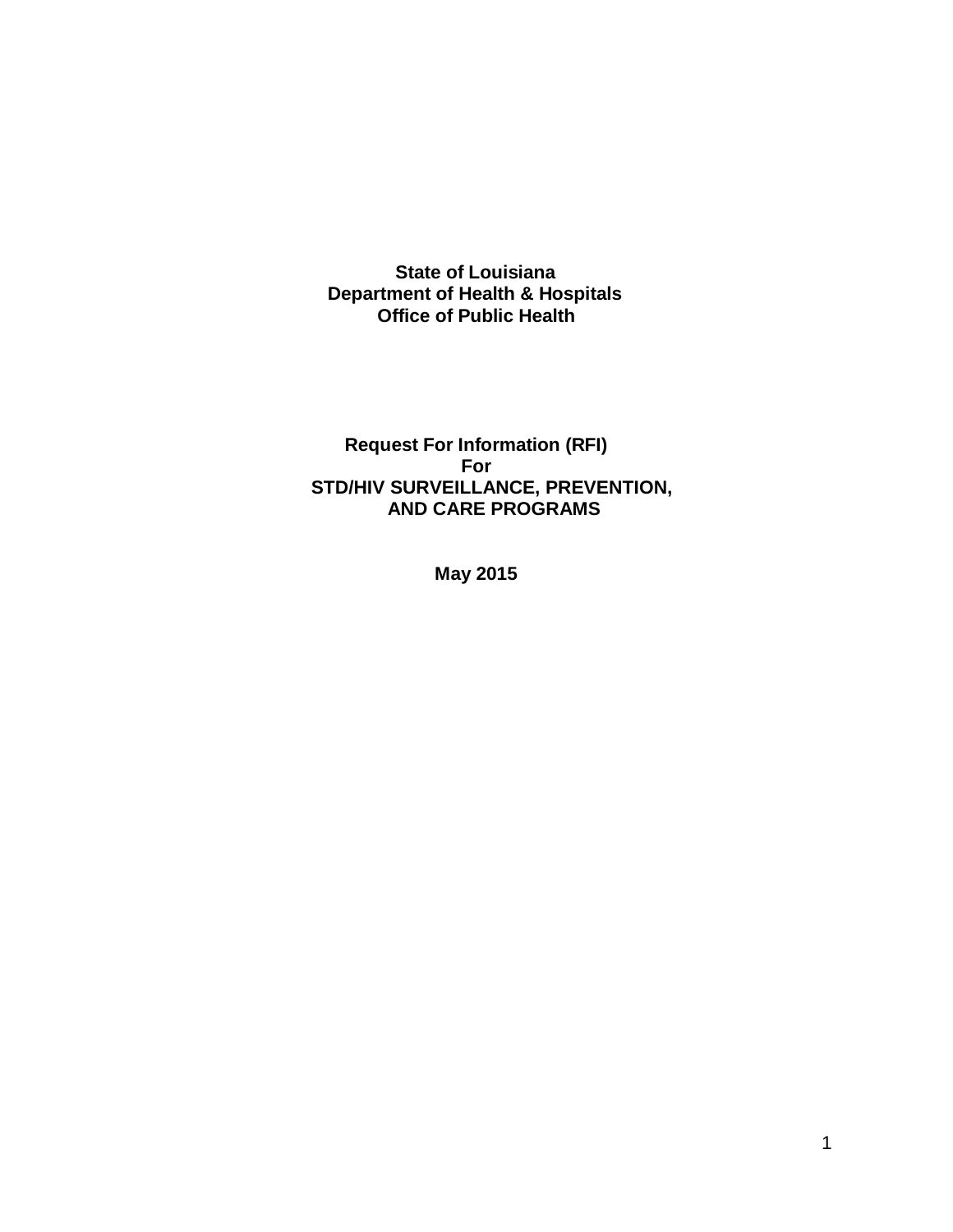**State of Louisiana**
**Department of Health & Hospitals**
**Office of Public Health**

# Request For Information (RFI) For STD/HIV SURVEILLANCE, PREVENTION, AND CARE PROGRAMS

**May 2015**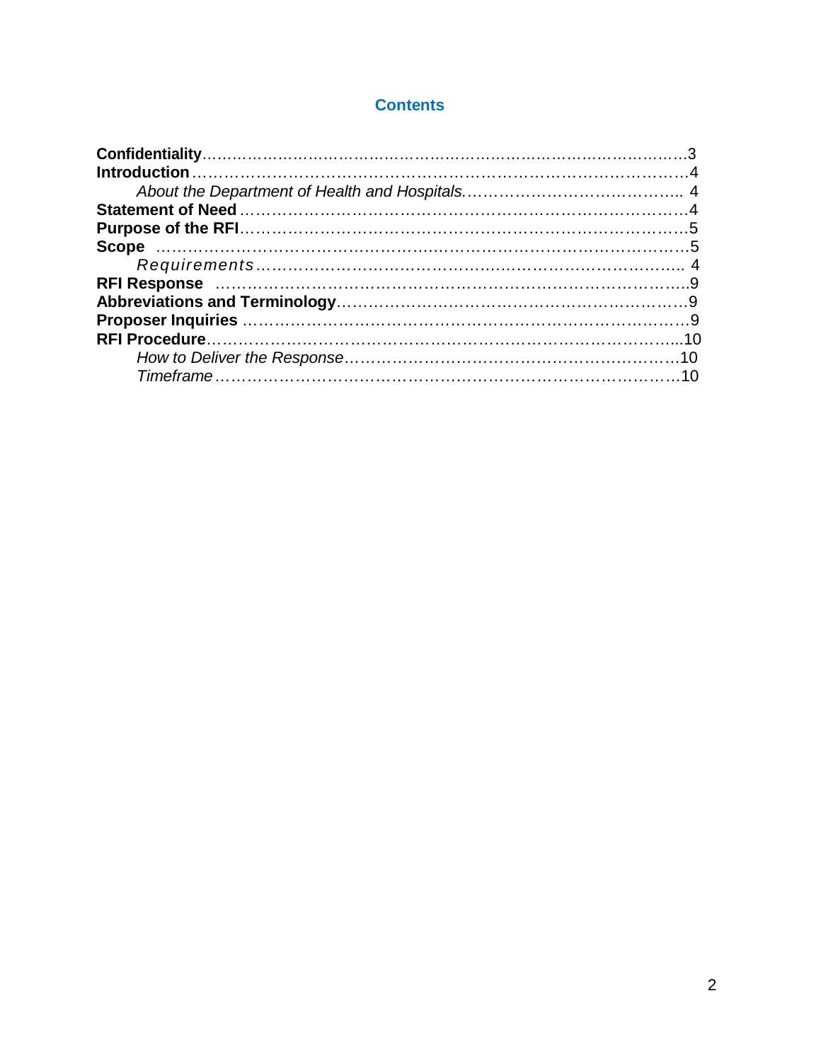## Contents

**Confidentiality**……………………………………………………………………………3
**Introduction**………………………………………………………………………………4
*About the Department of Health and Hospitals*………………………………….. 4
**Statement of Need**………………………………………………………………………4
**Purpose of the RFI**………………………………………………………………………5
**Scope** …………………………………………………………………………………5
*Requirements*…………………………………………………………………….. 4
**RFI Response** ……………………………………………………………………………..9
**Abbreviations and Terminology**…………………………………………………………9
**Proposer Inquiries** ………………………………………………………………………9
**RFI Procedure**……………………………………………………………………………...10
*How to Deliver the Response*……………………………………………………10
*Timeframe*……………………………………………………………………………10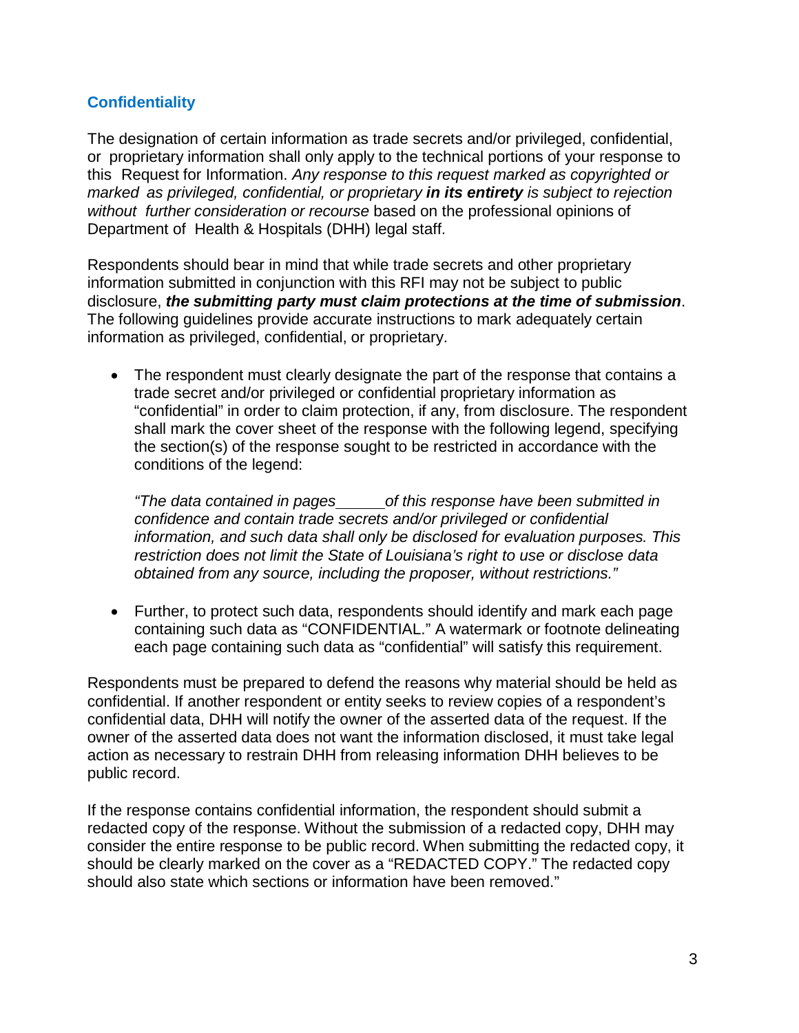## Confidentiality

The designation of certain information as trade secrets and/or privileged, confidential, or proprietary information shall only apply to the technical portions of your response to this Request for Information. *Any response to this request marked as copyrighted or marked as privileged, confidential, or proprietary **in its entirety** is subject to rejection without further consideration or recourse* based on the professional opinions of Department of Health & Hospitals (DHH) legal staff.

Respondents should bear in mind that while trade secrets and other proprietary information submitted in conjunction with this RFI may not be subject to public disclosure, ***the submitting party must claim protections at the time of submission***. The following guidelines provide accurate instructions to mark adequately certain information as privileged, confidential, or proprietary.

- The respondent must clearly designate the part of the response that contains a trade secret and/or privileged or confidential proprietary information as "confidential" in order to claim protection, if any, from disclosure. The respondent shall mark the cover sheet of the response with the following legend, specifying the section(s) of the response sought to be restricted in accordance with the conditions of the legend:

  *"The data contained in pages ______ of this response have been submitted in confidence and contain trade secrets and/or privileged or confidential information, and such data shall only be disclosed for evaluation purposes. This restriction does not limit the State of Louisiana's right to use or disclose data obtained from any source, including the proposer, without restrictions."*

- Further, to protect such data, respondents should identify and mark each page containing such data as "CONFIDENTIAL." A watermark or footnote delineating each page containing such data as "confidential" will satisfy this requirement.

Respondents must be prepared to defend the reasons why material should be held as confidential. If another respondent or entity seeks to review copies of a respondent's confidential data, DHH will notify the owner of the asserted data of the request. If the owner of the asserted data does not want the information disclosed, it must take legal action as necessary to restrain DHH from releasing information DHH believes to be public record.

If the response contains confidential information, the respondent should submit a redacted copy of the response. Without the submission of a redacted copy, DHH may consider the entire response to be public record. When submitting the redacted copy, it should be clearly marked on the cover as a "REDACTED COPY." The redacted copy should also state which sections or information have been removed."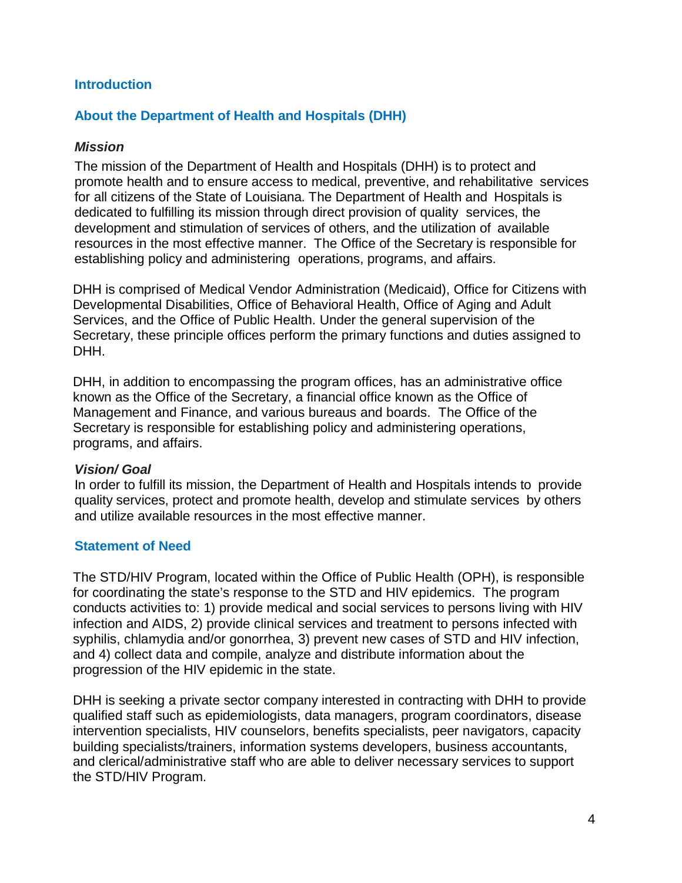## Introduction

## About the Department of Health and Hospitals (DHH)

### *Mission*

The mission of the Department of Health and Hospitals (DHH) is to protect and promote health and to ensure access to medical, preventive, and rehabilitative services for all citizens of the State of Louisiana. The Department of Health and Hospitals is dedicated to fulfilling its mission through direct provision of quality services, the development and stimulation of services of others, and the utilization of available resources in the most effective manner. The Office of the Secretary is responsible for establishing policy and administering operations, programs, and affairs.

DHH is comprised of Medical Vendor Administration (Medicaid), Office for Citizens with Developmental Disabilities, Office of Behavioral Health, Office of Aging and Adult Services, and the Office of Public Health. Under the general supervision of the Secretary, these principle offices perform the primary functions and duties assigned to DHH.

DHH, in addition to encompassing the program offices, has an administrative office known as the Office of the Secretary, a financial office known as the Office of Management and Finance, and various bureaus and boards. The Office of the Secretary is responsible for establishing policy and administering operations, programs, and affairs.

### *Vision/ Goal*

In order to fulfill its mission, the Department of Health and Hospitals intends to provide quality services, protect and promote health, develop and stimulate services by others and utilize available resources in the most effective manner.

## Statement of Need

The STD/HIV Program, located within the Office of Public Health (OPH), is responsible for coordinating the state's response to the STD and HIV epidemics. The program conducts activities to: 1) provide medical and social services to persons living with HIV infection and AIDS, 2) provide clinical services and treatment to persons infected with syphilis, chlamydia and/or gonorrhea, 3) prevent new cases of STD and HIV infection, and 4) collect data and compile, analyze and distribute information about the progression of the HIV epidemic in the state.

DHH is seeking a private sector company interested in contracting with DHH to provide qualified staff such as epidemiologists, data managers, program coordinators, disease intervention specialists, HIV counselors, benefits specialists, peer navigators, capacity building specialists/trainers, information systems developers, business accountants, and clerical/administrative staff who are able to deliver necessary services to support the STD/HIV Program.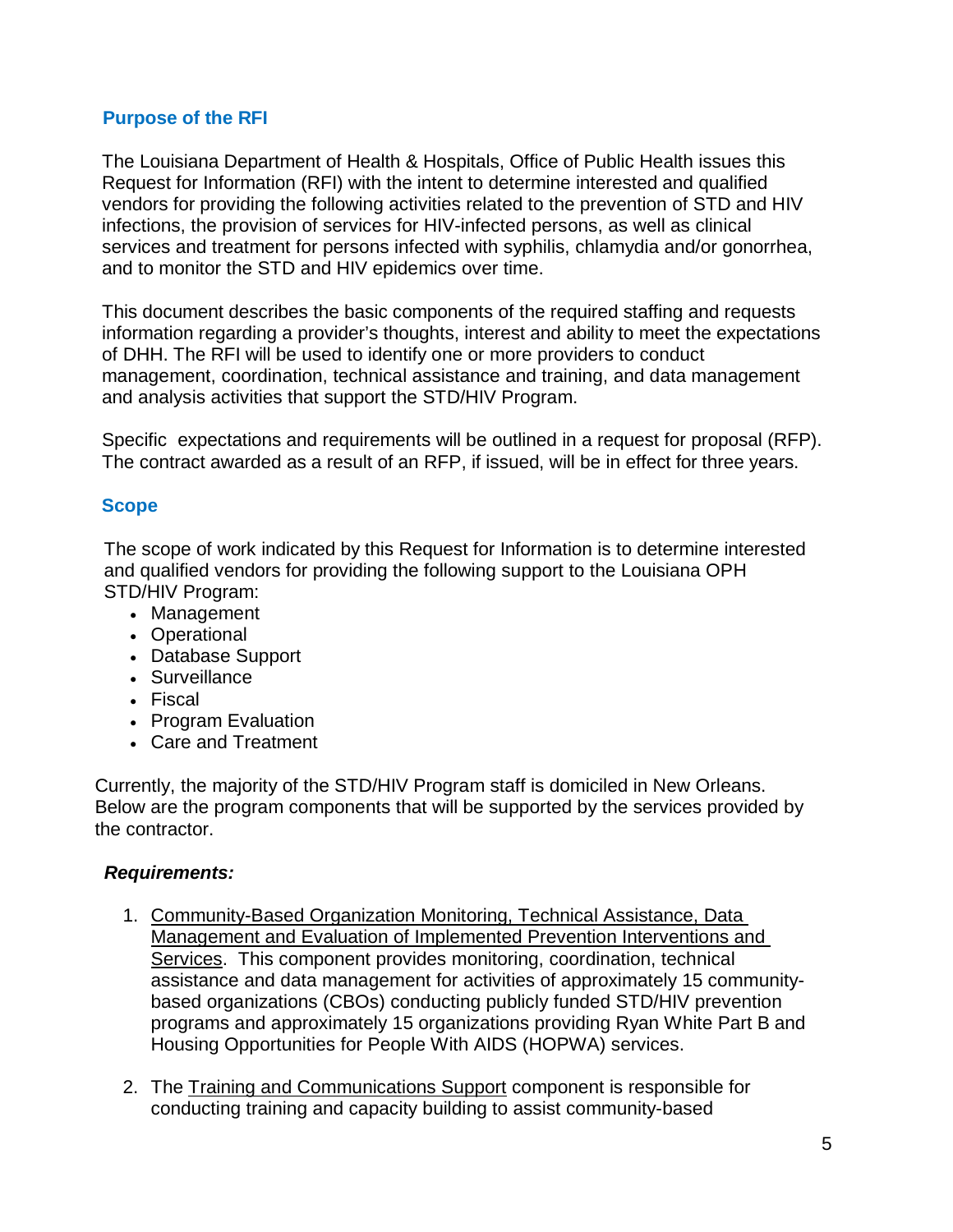## Purpose of the RFI

The Louisiana Department of Health & Hospitals, Office of Public Health issues this Request for Information (RFI) with the intent to determine interested and qualified vendors for providing the following activities related to the prevention of STD and HIV infections, the provision of services for HIV-infected persons, as well as clinical services and treatment for persons infected with syphilis, chlamydia and/or gonorrhea, and to monitor the STD and HIV epidemics over time.

This document describes the basic components of the required staffing and requests information regarding a provider's thoughts, interest and ability to meet the expectations of DHH. The RFI will be used to identify one or more providers to conduct management, coordination, technical assistance and training, and data management and analysis activities that support the STD/HIV Program.

Specific expectations and requirements will be outlined in a request for proposal (RFP). The contract awarded as a result of an RFP, if issued, will be in effect for three years.

## Scope

The scope of work indicated by this Request for Information is to determine interested and qualified vendors for providing the following support to the Louisiana OPH STD/HIV Program:

- Management
- Operational
- Database Support
- Surveillance
- Fiscal
- Program Evaluation
- Care and Treatment

Currently, the majority of the STD/HIV Program staff is domiciled in New Orleans. Below are the program components that will be supported by the services provided by the contractor.

***Requirements:***

1. Community-Based Organization Monitoring, Technical Assistance, Data Management and Evaluation of Implemented Prevention Interventions and Services. This component provides monitoring, coordination, technical assistance and data management for activities of approximately 15 community-based organizations (CBOs) conducting publicly funded STD/HIV prevention programs and approximately 15 organizations providing Ryan White Part B and Housing Opportunities for People With AIDS (HOPWA) services.

2. The Training and Communications Support component is responsible for conducting training and capacity building to assist community-based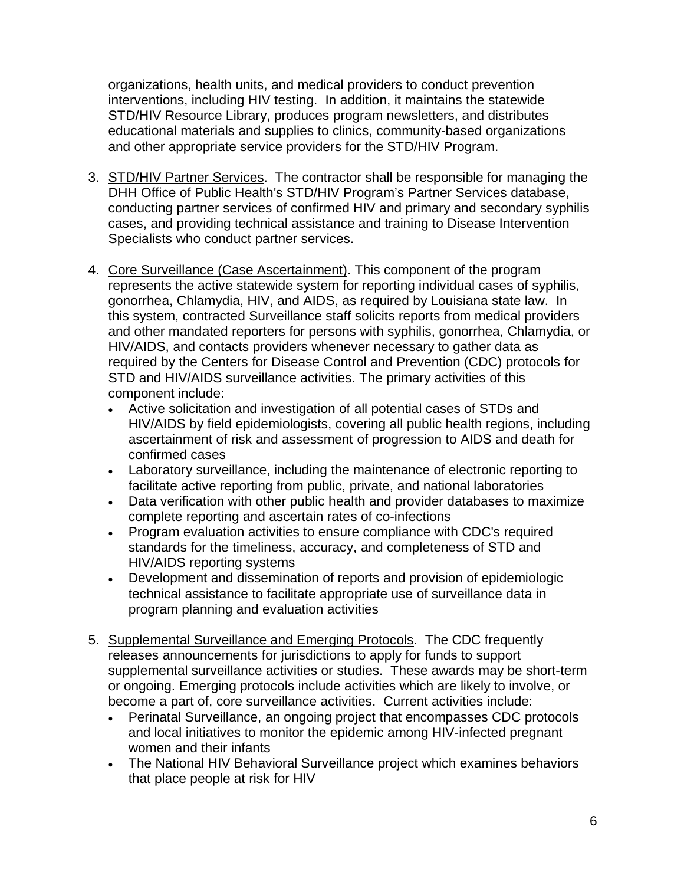organizations, health units, and medical providers to conduct prevention interventions, including HIV testing. In addition, it maintains the statewide STD/HIV Resource Library, produces program newsletters, and distributes educational materials and supplies to clinics, community-based organizations and other appropriate service providers for the STD/HIV Program.

3. STD/HIV Partner Services. The contractor shall be responsible for managing the DHH Office of Public Health's STD/HIV Program's Partner Services database, conducting partner services of confirmed HIV and primary and secondary syphilis cases, and providing technical assistance and training to Disease Intervention Specialists who conduct partner services.

4. Core Surveillance (Case Ascertainment). This component of the program represents the active statewide system for reporting individual cases of syphilis, gonorrhea, Chlamydia, HIV, and AIDS, as required by Louisiana state law. In this system, contracted Surveillance staff solicits reports from medical providers and other mandated reporters for persons with syphilis, gonorrhea, Chlamydia, or HIV/AIDS, and contacts providers whenever necessary to gather data as required by the Centers for Disease Control and Prevention (CDC) protocols for STD and HIV/AIDS surveillance activities. The primary activities of this component include:
   - Active solicitation and investigation of all potential cases of STDs and HIV/AIDS by field epidemiologists, covering all public health regions, including ascertainment of risk and assessment of progression to AIDS and death for confirmed cases
   - Laboratory surveillance, including the maintenance of electronic reporting to facilitate active reporting from public, private, and national laboratories
   - Data verification with other public health and provider databases to maximize complete reporting and ascertain rates of co-infections
   - Program evaluation activities to ensure compliance with CDC's required standards for the timeliness, accuracy, and completeness of STD and HIV/AIDS reporting systems
   - Development and dissemination of reports and provision of epidemiologic technical assistance to facilitate appropriate use of surveillance data in program planning and evaluation activities

5. Supplemental Surveillance and Emerging Protocols. The CDC frequently releases announcements for jurisdictions to apply for funds to support supplemental surveillance activities or studies. These awards may be short-term or ongoing. Emerging protocols include activities which are likely to involve, or become a part of, core surveillance activities. Current activities include:
   - Perinatal Surveillance, an ongoing project that encompasses CDC protocols and local initiatives to monitor the epidemic among HIV-infected pregnant women and their infants
   - The National HIV Behavioral Surveillance project which examines behaviors that place people at risk for HIV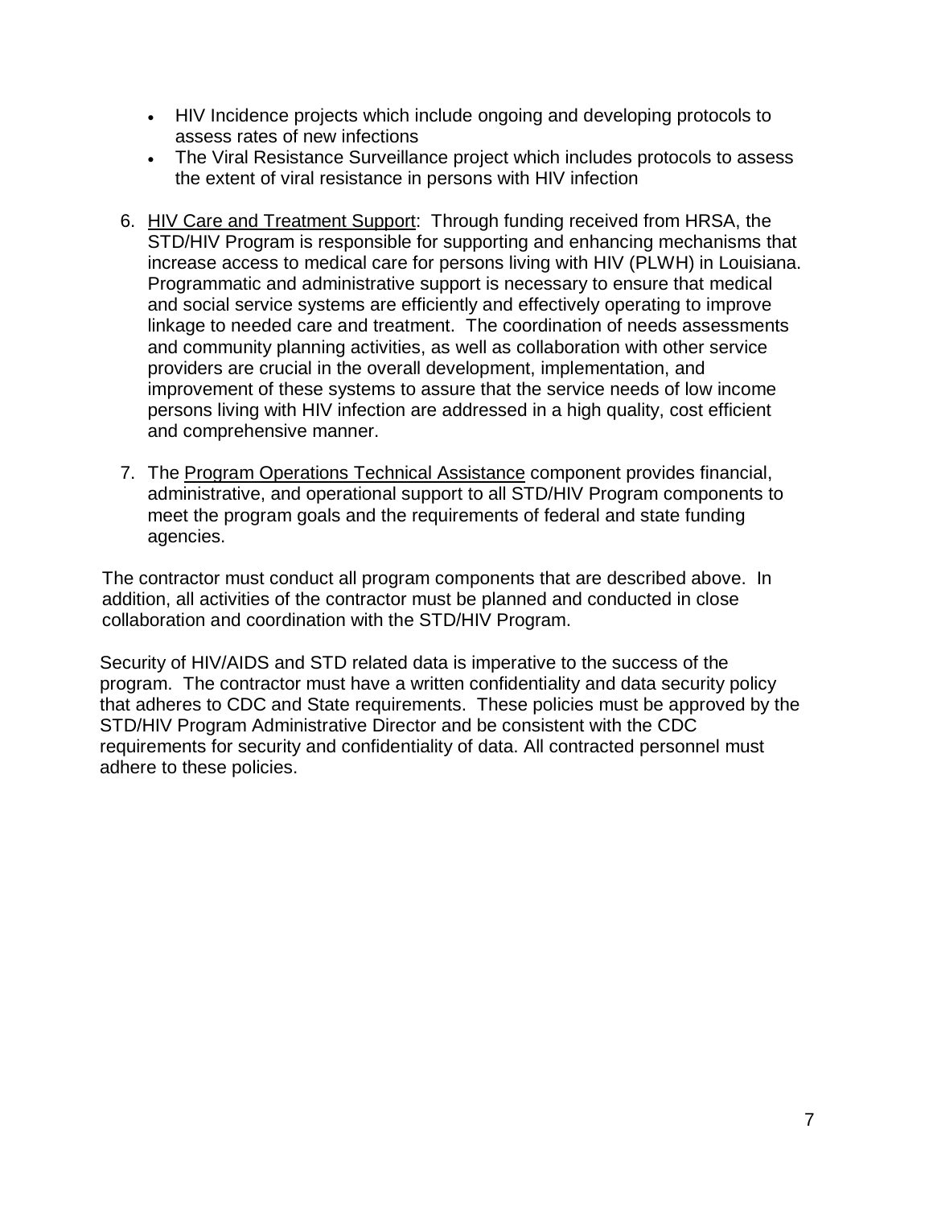- HIV Incidence projects which include ongoing and developing protocols to assess rates of new infections
- The Viral Resistance Surveillance project which includes protocols to assess the extent of viral resistance in persons with HIV infection

6. <u>HIV Care and Treatment Support</u>: Through funding received from HRSA, the STD/HIV Program is responsible for supporting and enhancing mechanisms that increase access to medical care for persons living with HIV (PLWH) in Louisiana. Programmatic and administrative support is necessary to ensure that medical and social service systems are efficiently and effectively operating to improve linkage to needed care and treatment. The coordination of needs assessments and community planning activities, as well as collaboration with other service providers are crucial in the overall development, implementation, and improvement of these systems to assure that the service needs of low income persons living with HIV infection are addressed in a high quality, cost efficient and comprehensive manner.

7. The <u>Program Operations Technical Assistance</u> component provides financial, administrative, and operational support to all STD/HIV Program components to meet the program goals and the requirements of federal and state funding agencies.

The contractor must conduct all program components that are described above. In addition, all activities of the contractor must be planned and conducted in close collaboration and coordination with the STD/HIV Program.

Security of HIV/AIDS and STD related data is imperative to the success of the program. The contractor must have a written confidentiality and data security policy that adheres to CDC and State requirements. These policies must be approved by the STD/HIV Program Administrative Director and be consistent with the CDC requirements for security and confidentiality of data. All contracted personnel must adhere to these policies.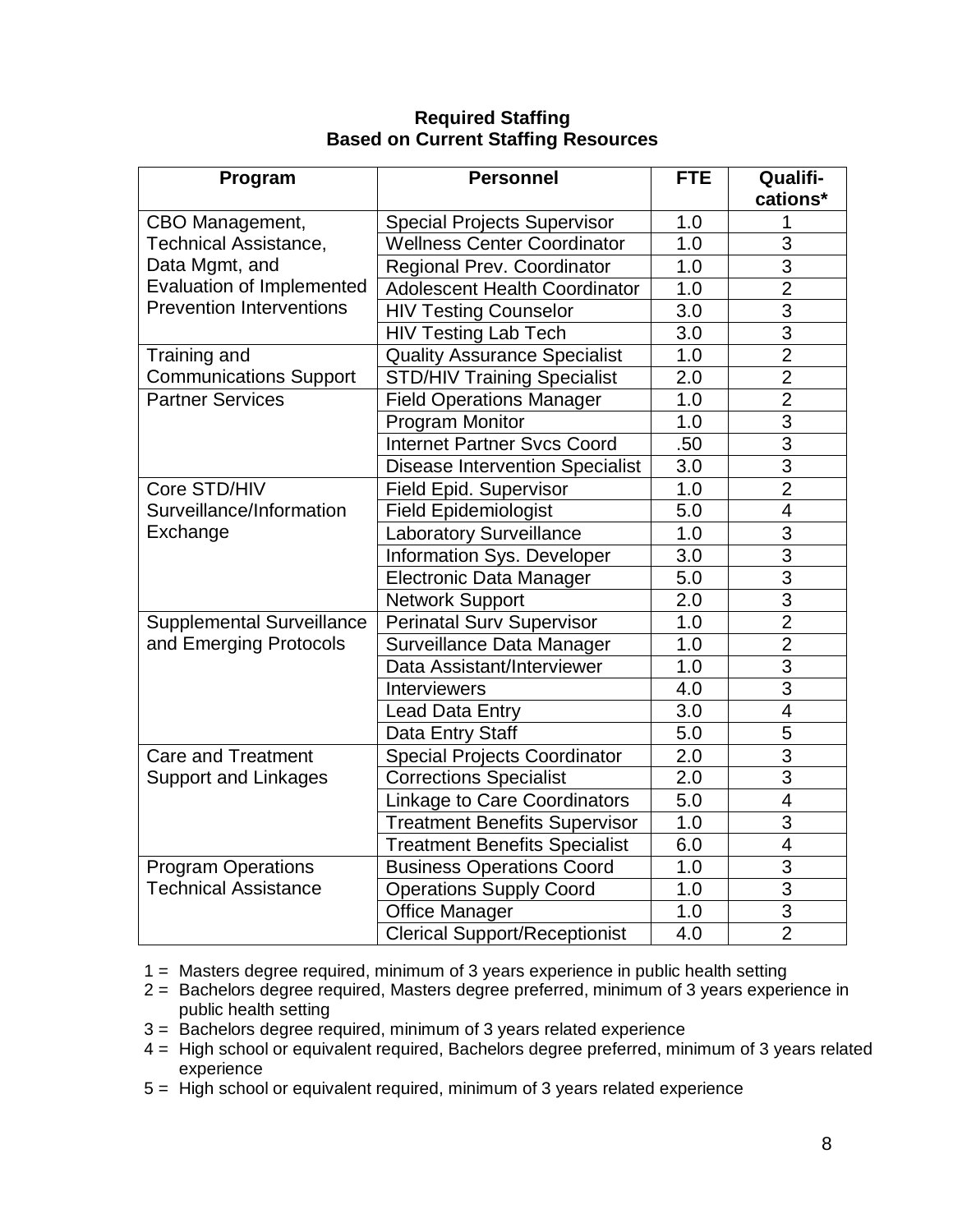**Required Staffing**
**Based on Current Staffing Resources**

| Program | Personnel | FTE | Qualifi-cations* |
|---|---|---|---|
| CBO Management, Technical Assistance, Data Mgmt, and Evaluation of Implemented Prevention Interventions | Special Projects Supervisor | 1.0 | 1 |
| | Wellness Center Coordinator | 1.0 | 3 |
| | Regional Prev. Coordinator | 1.0 | 3 |
| | Adolescent Health Coordinator | 1.0 | 2 |
| | HIV Testing Counselor | 3.0 | 3 |
| | HIV Testing Lab Tech | 3.0 | 3 |
| Training and Communications Support | Quality Assurance Specialist | 1.0 | 2 |
| | STD/HIV Training Specialist | 2.0 | 2 |
| Partner Services | Field Operations Manager | 1.0 | 2 |
| | Program Monitor | 1.0 | 3 |
| | Internet Partner Svcs Coord | .50 | 3 |
| | Disease Intervention Specialist | 3.0 | 3 |
| Core STD/HIV Surveillance/Information Exchange | Field Epid. Supervisor | 1.0 | 2 |
| | Field Epidemiologist | 5.0 | 4 |
| | Laboratory Surveillance | 1.0 | 3 |
| | Information Sys. Developer | 3.0 | 3 |
| | Electronic Data Manager | 5.0 | 3 |
| | Network Support | 2.0 | 3 |
| Supplemental Surveillance and Emerging Protocols | Perinatal Surv Supervisor | 1.0 | 2 |
| | Surveillance Data Manager | 1.0 | 2 |
| | Data Assistant/Interviewer | 1.0 | 3 |
| | Interviewers | 4.0 | 3 |
| | Lead Data Entry | 3.0 | 4 |
| | Data Entry Staff | 5.0 | 5 |
| Care and Treatment Support and Linkages | Special Projects Coordinator | 2.0 | 3 |
| | Corrections Specialist | 2.0 | 3 |
| | Linkage to Care Coordinators | 5.0 | 4 |
| | Treatment Benefits Supervisor | 1.0 | 3 |
| | Treatment Benefits Specialist | 6.0 | 4 |
| Program Operations Technical Assistance | Business Operations Coord | 1.0 | 3 |
| | Operations Supply Coord | 1.0 | 3 |
| | Office Manager | 1.0 | 3 |
| | Clerical Support/Receptionist | 4.0 | 2 |

1 = Masters degree required, minimum of 3 years experience in public health setting
2 = Bachelors degree required, Masters degree preferred, minimum of 3 years experience in public health setting
3 = Bachelors degree required, minimum of 3 years related experience
4 = High school or equivalent required, Bachelors degree preferred, minimum of 3 years related experience
5 = High school or equivalent required, minimum of 3 years related experience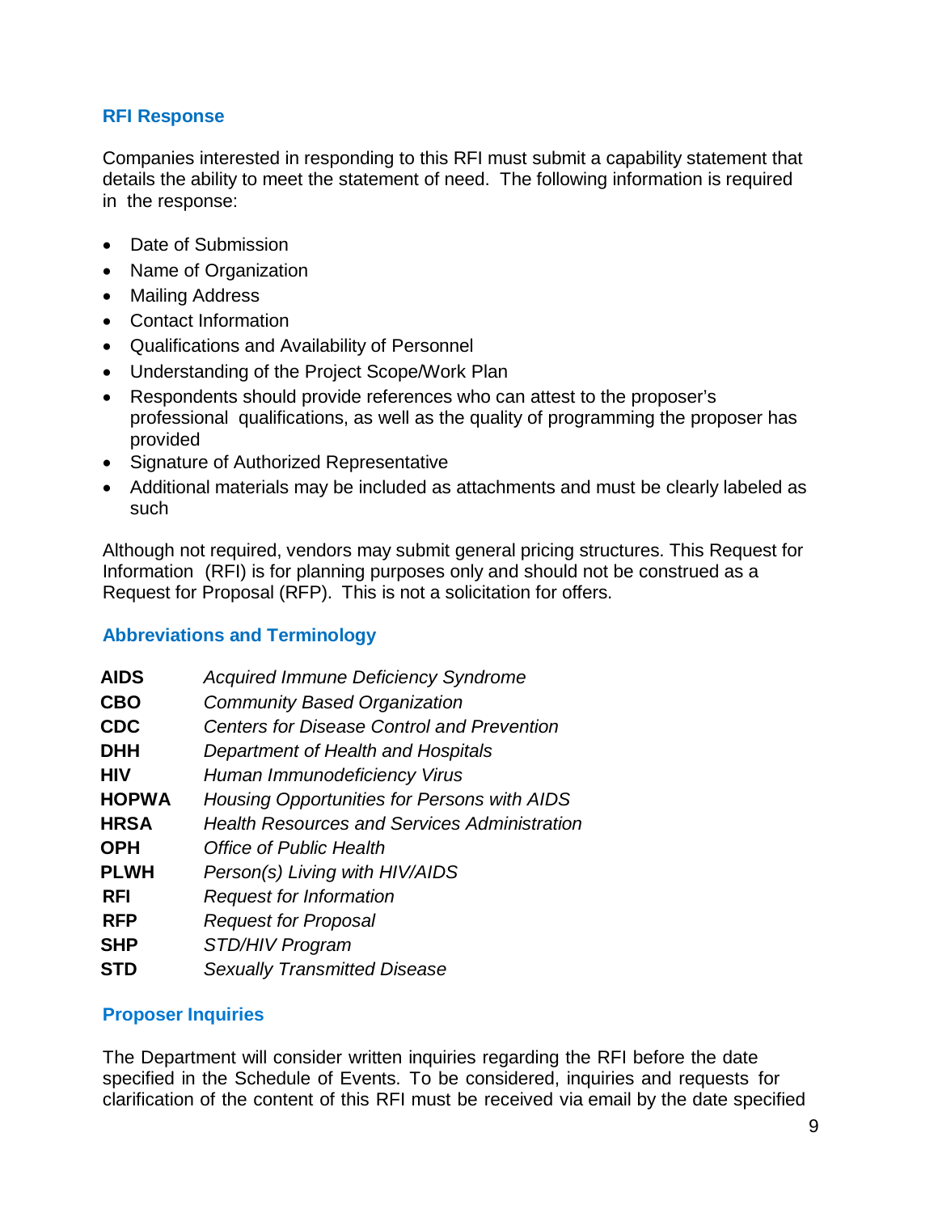## RFI Response

Companies interested in responding to this RFI must submit a capability statement that details the ability to meet the statement of need. The following information is required in the response:

- Date of Submission
- Name of Organization
- Mailing Address
- Contact Information
- Qualifications and Availability of Personnel
- Understanding of the Project Scope/Work Plan
- Respondents should provide references who can attest to the proposer's professional qualifications, as well as the quality of programming the proposer has provided
- Signature of Authorized Representative
- Additional materials may be included as attachments and must be clearly labeled as such

Although not required, vendors may submit general pricing structures. This Request for Information (RFI) is for planning purposes only and should not be construed as a Request for Proposal (RFP). This is not a solicitation for offers.

## Abbreviations and Terminology

| | |
|---|---|
| **AIDS** | *Acquired Immune Deficiency Syndrome* |
| **CBO** | *Community Based Organization* |
| **CDC** | *Centers for Disease Control and Prevention* |
| **DHH** | *Department of Health and Hospitals* |
| **HIV** | *Human Immunodeficiency Virus* |
| **HOPWA** | *Housing Opportunities for Persons with AIDS* |
| **HRSA** | *Health Resources and Services Administration* |
| **OPH** | *Office of Public Health* |
| **PLWH** | *Person(s) Living with HIV/AIDS* |
| **RFI** | *Request for Information* |
| **RFP** | *Request for Proposal* |
| **SHP** | *STD/HIV Program* |
| **STD** | *Sexually Transmitted Disease* |

## Proposer Inquiries

The Department will consider written inquiries regarding the RFI before the date specified in the Schedule of Events. To be considered, inquiries and requests for clarification of the content of this RFI must be received via email by the date specified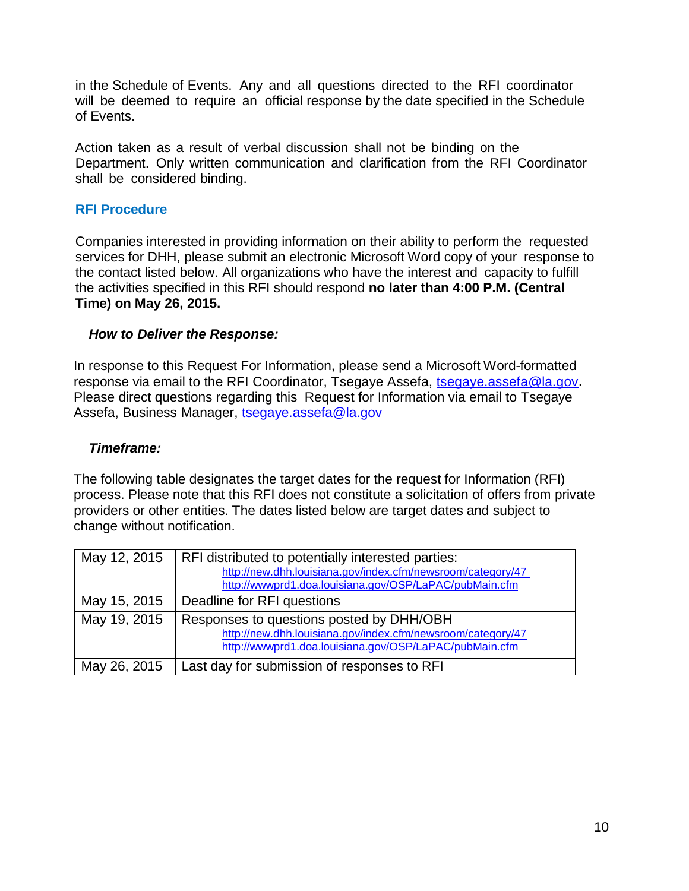in the Schedule of Events. Any and all questions directed to the RFI coordinator will be deemed to require an official response by the date specified in the Schedule of Events.

Action taken as a result of verbal discussion shall not be binding on the Department. Only written communication and clarification from the RFI Coordinator shall be considered binding.

### RFI Procedure

Companies interested in providing information on their ability to perform the requested services for DHH, please submit an electronic Microsoft Word copy of your response to the contact listed below. All organizations who have the interest and capacity to fulfill the activities specified in this RFI should respond **no later than 4:00 P.M. (Central Time) on May 26, 2015.**

***How to Deliver the Response:***

In response to this Request For Information, please send a Microsoft Word-formatted response via email to the RFI Coordinator, Tsegaye Assefa, [tsegaye.assefa@la.gov](mailto:tsegaye.assefa@la.gov). Please direct questions regarding this Request for Information via email to Tsegaye Assefa, Business Manager, [tsegaye.assefa@la.gov](mailto:tsegaye.assefa@la.gov)

***Timeframe:***

The following table designates the target dates for the request for Information (RFI) process. Please note that this RFI does not constitute a solicitation of offers from private providers or other entities. The dates listed below are target dates and subject to change without notification.

| | |
|---|---|
| May 12, 2015 | RFI distributed to potentially interested parties: http://new.dhh.louisiana.gov/index.cfm/newsroom/category/47 http://wwwprd1.doa.louisiana.gov/OSP/LaPAC/pubMain.cfm |
| May 15, 2015 | Deadline for RFI questions |
| May 19, 2015 | Responses to questions posted by DHH/OBH http://new.dhh.louisiana.gov/index.cfm/newsroom/category/47 http://wwwprd1.doa.louisiana.gov/OSP/LaPAC/pubMain.cfm |
| May 26, 2015 | Last day for submission of responses to RFI |